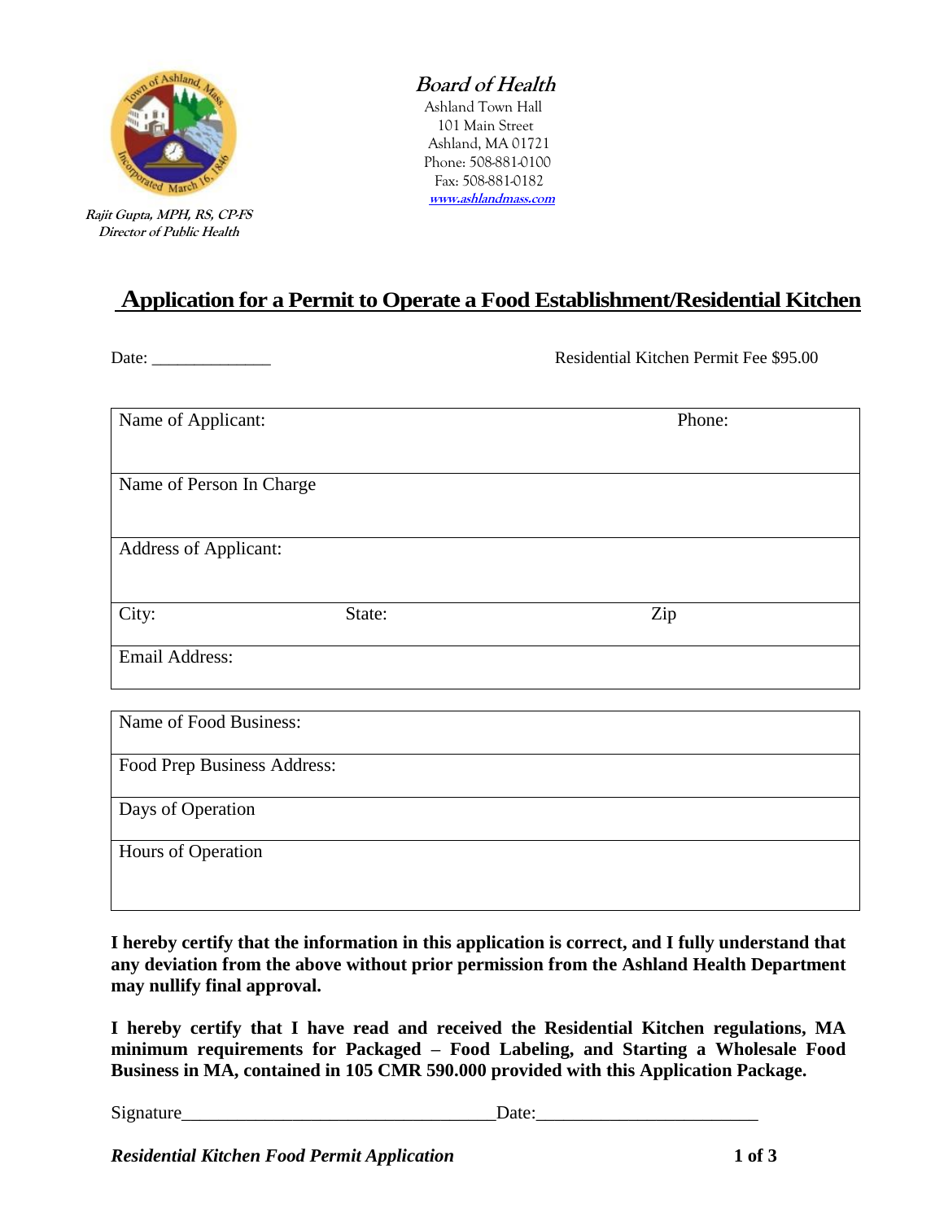**Board of Health**
Ashland Town Hall
101 Main Street
Ashland, MA 01721
Phone: 508-881-0100
Fax: 508-881-0182
www.ashlandmass.com

***Rajit Gupta, MPH, RS, CP-FS***
***Director of Public Health***

# Application for a Permit to Operate a Food Establishment/Residential Kitchen

Date: ______________ Residential Kitchen Permit Fee $95.00

| Name of Applicant: | | Phone: |
|---|---|---|
| Name of Person In Charge | | |
| Address of Applicant: | | |
| City: | State: | Zip |
| Email Address: | | |

| Name of Food Business: |
|---|
| Food Prep Business Address: |
| Days of Operation |
| Hours of Operation |

**I hereby certify that the information in this application is correct, and I fully understand that any deviation from the above without prior permission from the Ashland Health Department may nullify final approval.**

**I hereby certify that I have read and received the Residential Kitchen regulations, MA minimum requirements for Packaged – Food Labeling, and Starting a Wholesale Food Business in MA, contained in 105 CMR 590.000 provided with this Application Package.**

Signature__________________________________Date:________________________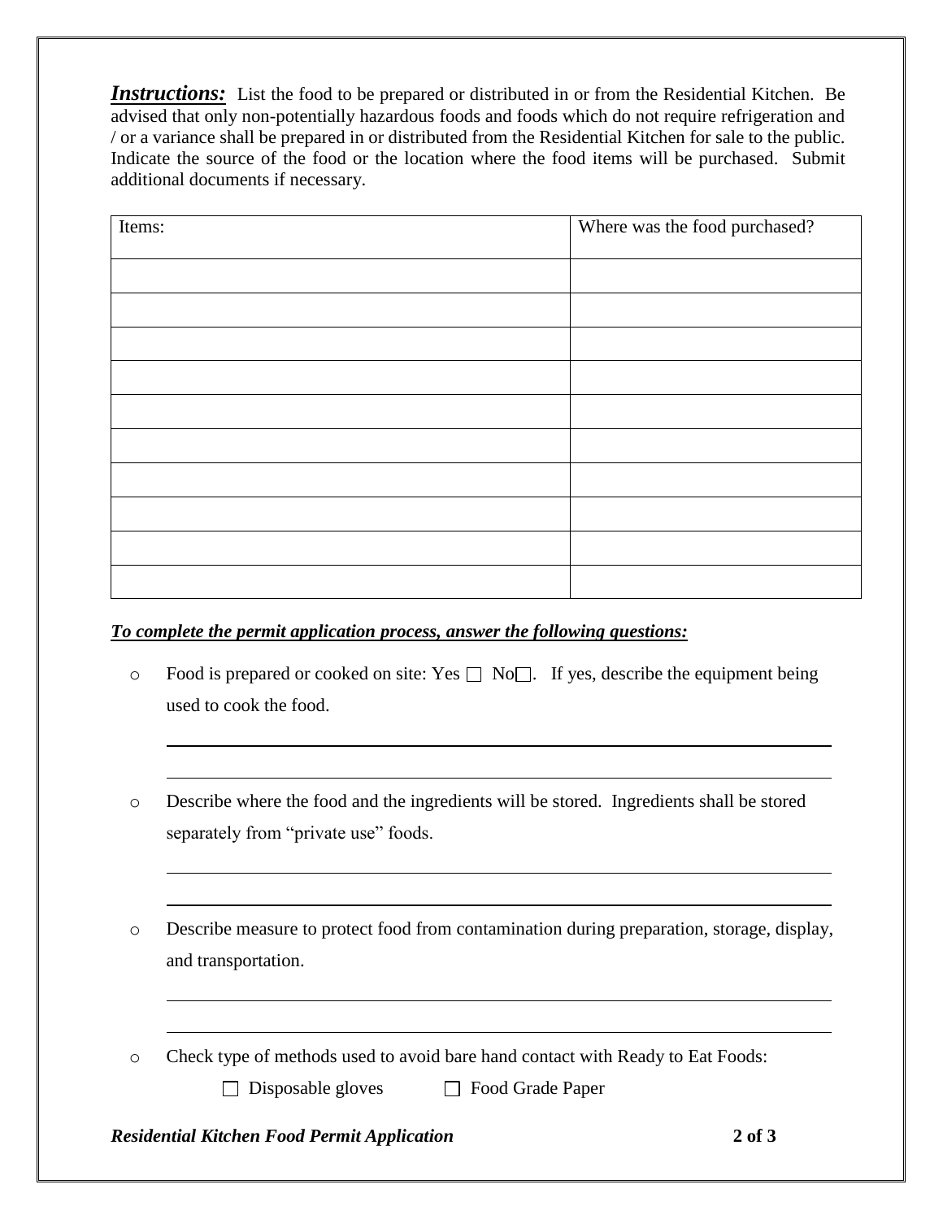***Instructions:*** List the food to be prepared or distributed in or from the Residential Kitchen. Be advised that only non-potentially hazardous foods and foods which do not require refrigeration and / or a variance shall be prepared in or distributed from the Residential Kitchen for sale to the public. Indicate the source of the food or the location where the food items will be purchased. Submit additional documents if necessary.

| Items: | Where was the food purchased? |
|---|---|
| | |
| | |
| | |
| | |
| | |
| | |
| | |
| | |
| | |
| | |

***To complete the permit application process, answer the following questions:***

- Food is prepared or cooked on site: Yes ☐ No☐. If yes, describe the equipment being used to cook the food.

  \_\_\_\_\_\_\_\_\_\_\_\_\_\_\_\_\_\_\_\_\_\_\_\_\_\_\_\_\_\_\_\_\_\_\_\_\_\_\_\_\_\_\_\_\_\_\_\_\_\_\_\_\_\_\_\_\_\_\_\_

  \_\_\_\_\_\_\_\_\_\_\_\_\_\_\_\_\_\_\_\_\_\_\_\_\_\_\_\_\_\_\_\_\_\_\_\_\_\_\_\_\_\_\_\_\_\_\_\_\_\_\_\_\_\_\_\_\_\_\_\_

- Describe where the food and the ingredients will be stored. Ingredients shall be stored separately from "private use" foods.

  \_\_\_\_\_\_\_\_\_\_\_\_\_\_\_\_\_\_\_\_\_\_\_\_\_\_\_\_\_\_\_\_\_\_\_\_\_\_\_\_\_\_\_\_\_\_\_\_\_\_\_\_\_\_\_\_\_\_\_\_

  \_\_\_\_\_\_\_\_\_\_\_\_\_\_\_\_\_\_\_\_\_\_\_\_\_\_\_\_\_\_\_\_\_\_\_\_\_\_\_\_\_\_\_\_\_\_\_\_\_\_\_\_\_\_\_\_\_\_\_\_

- Describe measure to protect food from contamination during preparation, storage, display, and transportation.

  \_\_\_\_\_\_\_\_\_\_\_\_\_\_\_\_\_\_\_\_\_\_\_\_\_\_\_\_\_\_\_\_\_\_\_\_\_\_\_\_\_\_\_\_\_\_\_\_\_\_\_\_\_\_\_\_\_\_\_\_

  \_\_\_\_\_\_\_\_\_\_\_\_\_\_\_\_\_\_\_\_\_\_\_\_\_\_\_\_\_\_\_\_\_\_\_\_\_\_\_\_\_\_\_\_\_\_\_\_\_\_\_\_\_\_\_\_\_\_\_\_

- Check type of methods used to avoid bare hand contact with Ready to Eat Foods:

  ☐ Disposable gloves ☐ Food Grade Paper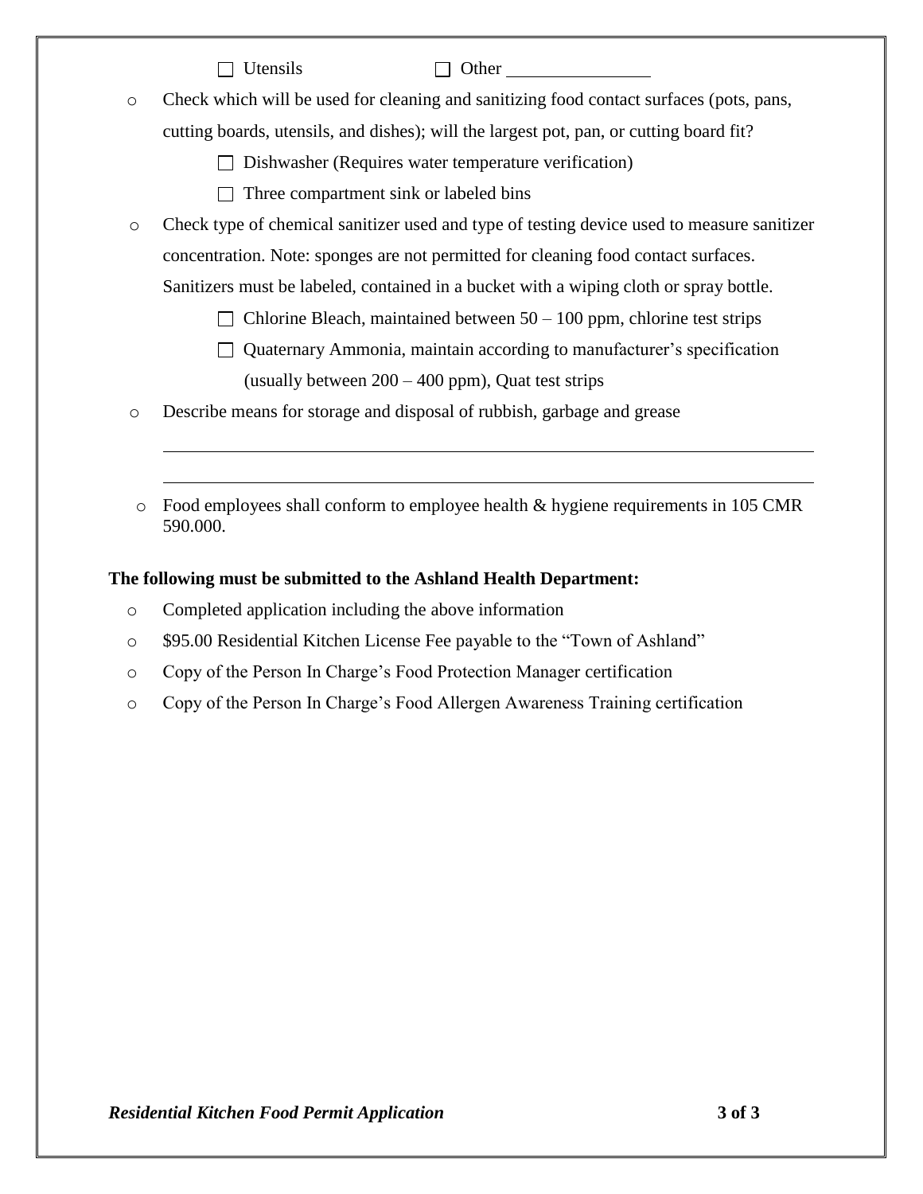☐ Utensils ☐ Other ________________

- Check which will be used for cleaning and sanitizing food contact surfaces (pots, pans, cutting boards, utensils, and dishes); will the largest pot, pan, or cutting board fit?
  - ☐ Dishwasher (Requires water temperature verification)
  - ☐ Three compartment sink or labeled bins
- Check type of chemical sanitizer used and type of testing device used to measure sanitizer concentration. Note: sponges are not permitted for cleaning food contact surfaces. Sanitizers must be labeled, contained in a bucket with a wiping cloth or spray bottle.
  - ☐ Chlorine Bleach, maintained between 50 – 100 ppm, chlorine test strips
  - ☐ Quaternary Ammonia, maintain according to manufacturer's specification (usually between 200 – 400 ppm), Quat test strips
- Describe means for storage and disposal of rubbish, garbage and grease

  ________________________________________________________________________

  ________________________________________________________________________

- Food employees shall conform to employee health & hygiene requirements in 105 CMR 590.000.

**The following must be submitted to the Ashland Health Department:**

- Completed application including the above information
- $95.00 Residential Kitchen License Fee payable to the "Town of Ashland"
- Copy of the Person In Charge's Food Protection Manager certification
- Copy of the Person In Charge's Food Allergen Awareness Training certification